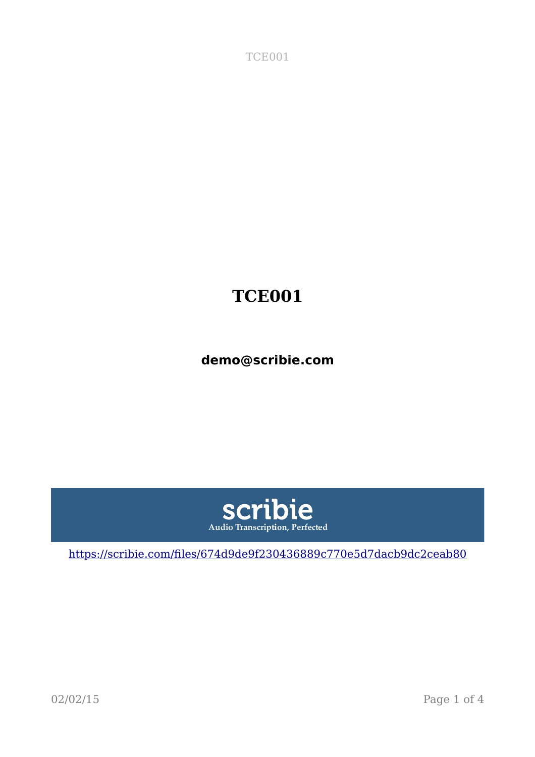# TCE001

**demo@scribie.com**

scribie

Audio Transcription, Perfected

https://scribie.com/files/674d9de9f230436889c770e5d7dacb9dc2ceab80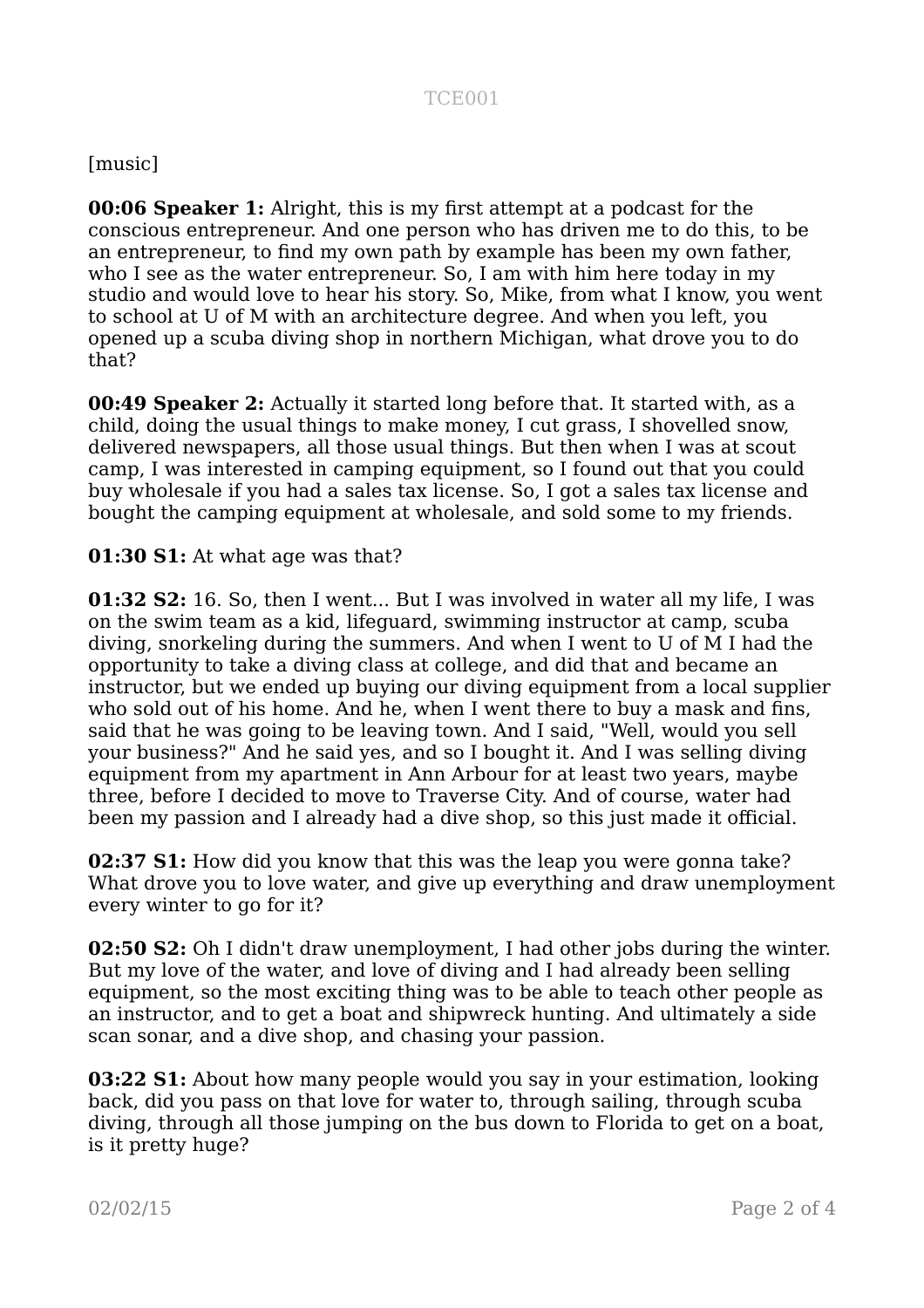[music]

**00:06 Speaker 1:** Alright, this is my first attempt at a podcast for the conscious entrepreneur. And one person who has driven me to do this, to be an entrepreneur, to find my own path by example has been my own father, who I see as the water entrepreneur. So, I am with him here today in my studio and would love to hear his story. So, Mike, from what I know, you went to school at U of M with an architecture degree. And when you left, you opened up a scuba diving shop in northern Michigan, what drove you to do that?

**00:49 Speaker 2:** Actually it started long before that. It started with, as a child, doing the usual things to make money, I cut grass, I shovelled snow, delivered newspapers, all those usual things. But then when I was at scout camp, I was interested in camping equipment, so I found out that you could buy wholesale if you had a sales tax license. So, I got a sales tax license and bought the camping equipment at wholesale, and sold some to my friends.

**01:30 S1:** At what age was that?

**01:32 S2:** 16. So, then I went... But I was involved in water all my life, I was on the swim team as a kid, lifeguard, swimming instructor at camp, scuba diving, snorkeling during the summers. And when I went to U of M I had the opportunity to take a diving class at college, and did that and became an instructor, but we ended up buying our diving equipment from a local supplier who sold out of his home. And he, when I went there to buy a mask and fins, said that he was going to be leaving town. And I said, "Well, would you sell your business?" And he said yes, and so I bought it. And I was selling diving equipment from my apartment in Ann Arbour for at least two years, maybe three, before I decided to move to Traverse City. And of course, water had been my passion and I already had a dive shop, so this just made it official.

**02:37 S1:** How did you know that this was the leap you were gonna take? What drove you to love water, and give up everything and draw unemployment every winter to go for it?

**02:50 S2:** Oh I didn't draw unemployment, I had other jobs during the winter. But my love of the water, and love of diving and I had already been selling equipment, so the most exciting thing was to be able to teach other people as an instructor, and to get a boat and shipwreck hunting. And ultimately a side scan sonar, and a dive shop, and chasing your passion.

**03:22 S1:** About how many people would you say in your estimation, looking back, did you pass on that love for water to, through sailing, through scuba diving, through all those jumping on the bus down to Florida to get on a boat, is it pretty huge?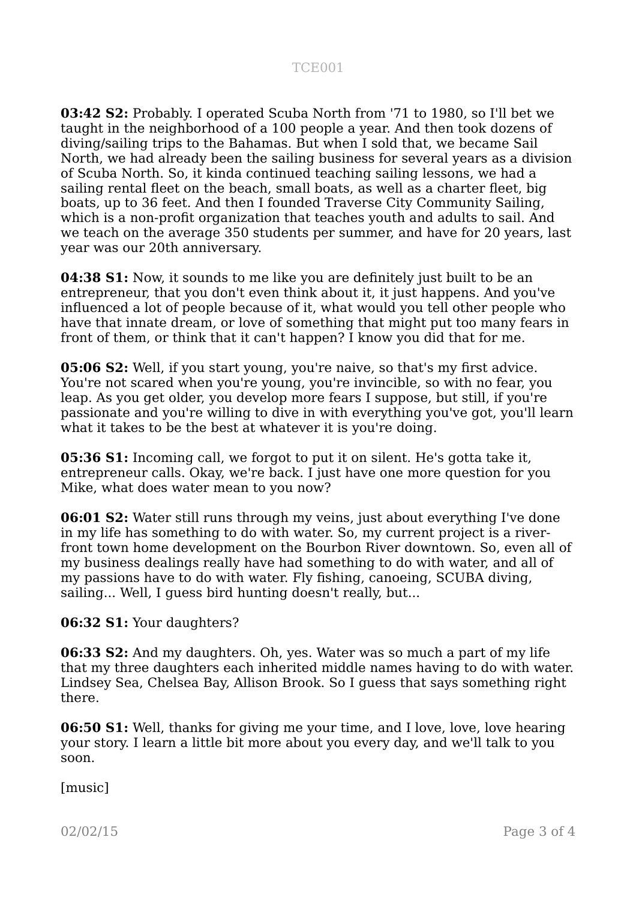**03:42 S2:** Probably. I operated Scuba North from '71 to 1980, so I'll bet we taught in the neighborhood of a 100 people a year. And then took dozens of diving/sailing trips to the Bahamas. But when I sold that, we became Sail North, we had already been the sailing business for several years as a division of Scuba North. So, it kinda continued teaching sailing lessons, we had a sailing rental fleet on the beach, small boats, as well as a charter fleet, big boats, up to 36 feet. And then I founded Traverse City Community Sailing, which is a non-profit organization that teaches youth and adults to sail. And we teach on the average 350 students per summer, and have for 20 years, last year was our 20th anniversary.

**04:38 S1:** Now, it sounds to me like you are definitely just built to be an entrepreneur, that you don't even think about it, it just happens. And you've influenced a lot of people because of it, what would you tell other people who have that innate dream, or love of something that might put too many fears in front of them, or think that it can't happen? I know you did that for me.

**05:06 S2:** Well, if you start young, you're naive, so that's my first advice. You're not scared when you're young, you're invincible, so with no fear, you leap. As you get older, you develop more fears I suppose, but still, if you're passionate and you're willing to dive in with everything you've got, you'll learn what it takes to be the best at whatever it is you're doing.

**05:36 S1:** Incoming call, we forgot to put it on silent. He's gotta take it, entrepreneur calls. Okay, we're back. I just have one more question for you Mike, what does water mean to you now?

**06:01 S2:** Water still runs through my veins, just about everything I've done in my life has something to do with water. So, my current project is a river-front town home development on the Bourbon River downtown. So, even all of my business dealings really have had something to do with water, and all of my passions have to do with water. Fly fishing, canoeing, SCUBA diving, sailing... Well, I guess bird hunting doesn't really, but...

**06:32 S1:** Your daughters?

**06:33 S2:** And my daughters. Oh, yes. Water was so much a part of my life that my three daughters each inherited middle names having to do with water. Lindsey Sea, Chelsea Bay, Allison Brook. So I guess that says something right there.

**06:50 S1:** Well, thanks for giving me your time, and I love, love, love hearing your story. I learn a little bit more about you every day, and we'll talk to you soon.

[music]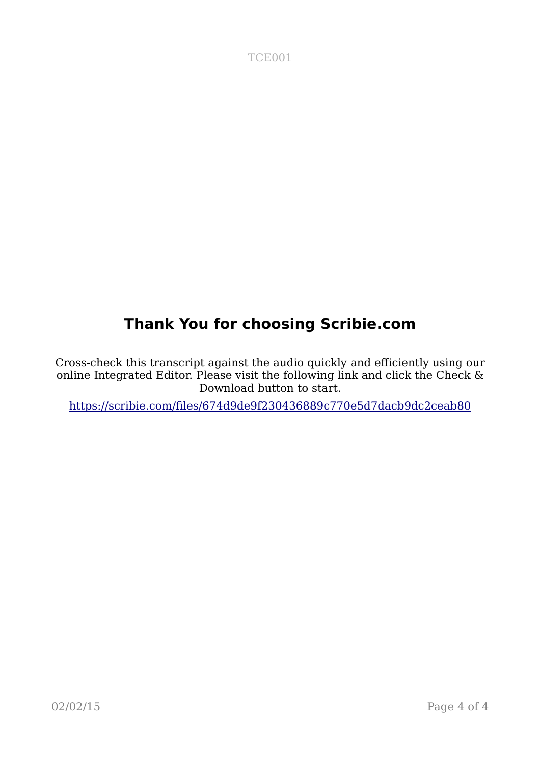## Thank You for choosing Scribie.com

Cross-check this transcript against the audio quickly and efficiently using our online Integrated Editor. Please visit the following link and click the Check & Download button to start.

https://scribie.com/files/674d9de9f230436889c770e5d7dacb9dc2ceab80